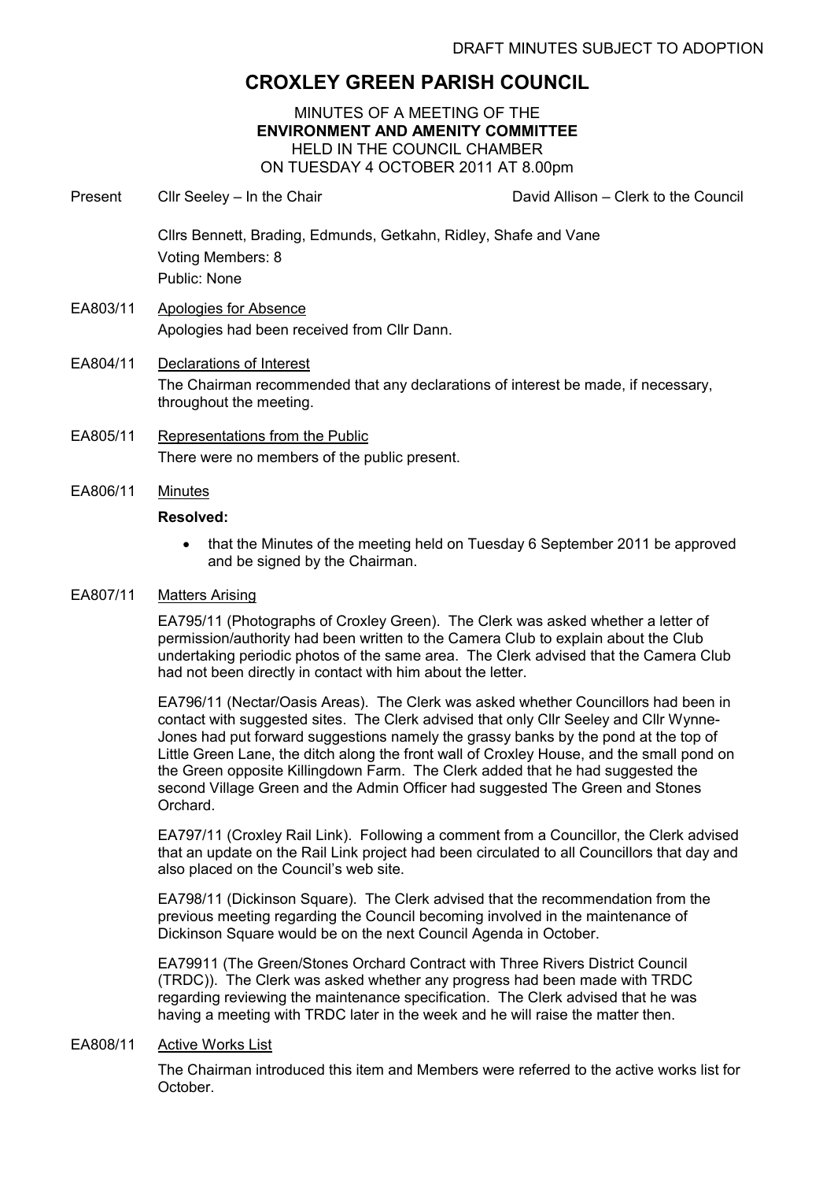DRAFT MINUTES SUBJECT TO ADOPTION

# CROXLEY GREEN PARISH COUNCIL

MINUTES OF A MEETING OF THE
**ENVIRONMENT AND AMENITY COMMITTEE**
HELD IN THE COUNCIL CHAMBER
ON TUESDAY 4 OCTOBER 2011 AT 8.00pm

Present Cllr Seeley – In the Chair David Allison – Clerk to the Council

Cllrs Bennett, Brading, Edmunds, Getkahn, Ridley, Shafe and Vane
Voting Members: 8
Public: None

EA803/11 Apologies for Absence

Apologies had been received from Cllr Dann.

EA804/11 Declarations of Interest

The Chairman recommended that any declarations of interest be made, if necessary, throughout the meeting.

EA805/11 Representations from the Public

There were no members of the public present.

EA806/11 Minutes

**Resolved:**

- that the Minutes of the meeting held on Tuesday 6 September 2011 be approved and be signed by the Chairman.

EA807/11 Matters Arising

EA795/11 (Photographs of Croxley Green). The Clerk was asked whether a letter of permission/authority had been written to the Camera Club to explain about the Club undertaking periodic photos of the same area. The Clerk advised that the Camera Club had not been directly in contact with him about the letter.

EA796/11 (Nectar/Oasis Areas). The Clerk was asked whether Councillors had been in contact with suggested sites. The Clerk advised that only Cllr Seeley and Cllr Wynne-Jones had put forward suggestions namely the grassy banks by the pond at the top of Little Green Lane, the ditch along the front wall of Croxley House, and the small pond on the Green opposite Killingdown Farm. The Clerk added that he had suggested the second Village Green and the Admin Officer had suggested The Green and Stones Orchard.

EA797/11 (Croxley Rail Link). Following a comment from a Councillor, the Clerk advised that an update on the Rail Link project had been circulated to all Councillors that day and also placed on the Council's web site.

EA798/11 (Dickinson Square). The Clerk advised that the recommendation from the previous meeting regarding the Council becoming involved in the maintenance of Dickinson Square would be on the next Council Agenda in October.

EA79911 (The Green/Stones Orchard Contract with Three Rivers District Council (TRDC)). The Clerk was asked whether any progress had been made with TRDC regarding reviewing the maintenance specification. The Clerk advised that he was having a meeting with TRDC later in the week and he will raise the matter then.

EA808/11 Active Works List

The Chairman introduced this item and Members were referred to the active works list for October.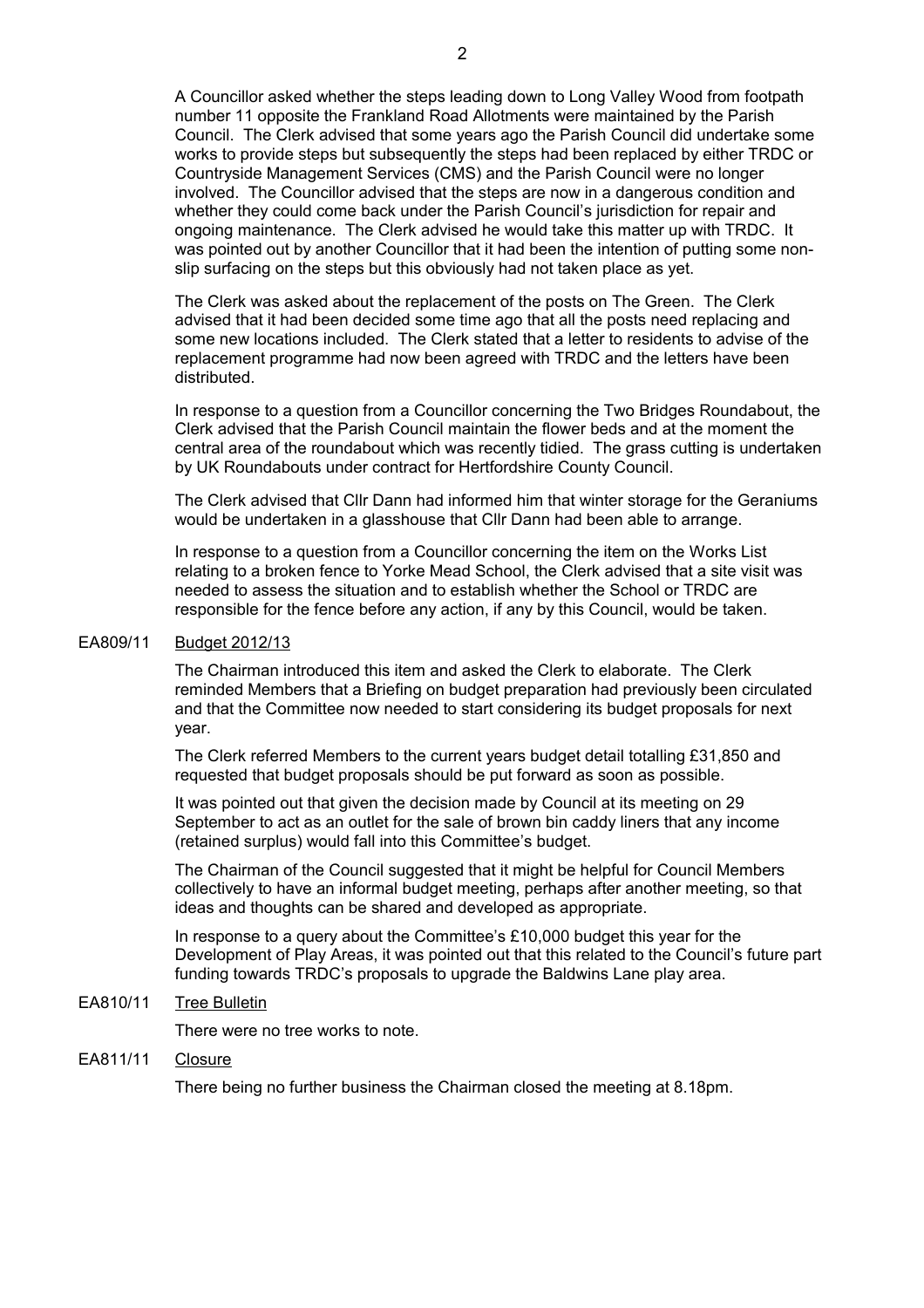A Councillor asked whether the steps leading down to Long Valley Wood from footpath number 11 opposite the Frankland Road Allotments were maintained by the Parish Council. The Clerk advised that some years ago the Parish Council did undertake some works to provide steps but subsequently the steps had been replaced by either TRDC or Countryside Management Services (CMS) and the Parish Council were no longer involved. The Councillor advised that the steps are now in a dangerous condition and whether they could come back under the Parish Council's jurisdiction for repair and ongoing maintenance. The Clerk advised he would take this matter up with TRDC. It was pointed out by another Councillor that it had been the intention of putting some non-slip surfacing on the steps but this obviously had not taken place as yet.

The Clerk was asked about the replacement of the posts on The Green. The Clerk advised that it had been decided some time ago that all the posts need replacing and some new locations included. The Clerk stated that a letter to residents to advise of the replacement programme had now been agreed with TRDC and the letters have been distributed.

In response to a question from a Councillor concerning the Two Bridges Roundabout, the Clerk advised that the Parish Council maintain the flower beds and at the moment the central area of the roundabout which was recently tidied. The grass cutting is undertaken by UK Roundabouts under contract for Hertfordshire County Council.

The Clerk advised that Cllr Dann had informed him that winter storage for the Geraniums would be undertaken in a glasshouse that Cllr Dann had been able to arrange.

In response to a question from a Councillor concerning the item on the Works List relating to a broken fence to Yorke Mead School, the Clerk advised that a site visit was needed to assess the situation and to establish whether the School or TRDC are responsible for the fence before any action, if any by this Council, would be taken.

EA809/11 Budget 2012/13

The Chairman introduced this item and asked the Clerk to elaborate. The Clerk reminded Members that a Briefing on budget preparation had previously been circulated and that the Committee now needed to start considering its budget proposals for next year.

The Clerk referred Members to the current years budget detail totalling £31,850 and requested that budget proposals should be put forward as soon as possible.

It was pointed out that given the decision made by Council at its meeting on 29 September to act as an outlet for the sale of brown bin caddy liners that any income (retained surplus) would fall into this Committee's budget.

The Chairman of the Council suggested that it might be helpful for Council Members collectively to have an informal budget meeting, perhaps after another meeting, so that ideas and thoughts can be shared and developed as appropriate.

In response to a query about the Committee's £10,000 budget this year for the Development of Play Areas, it was pointed out that this related to the Council's future part funding towards TRDC's proposals to upgrade the Baldwins Lane play area.

EA810/11 Tree Bulletin

There were no tree works to note.

EA811/11 Closure

There being no further business the Chairman closed the meeting at 8.18pm.